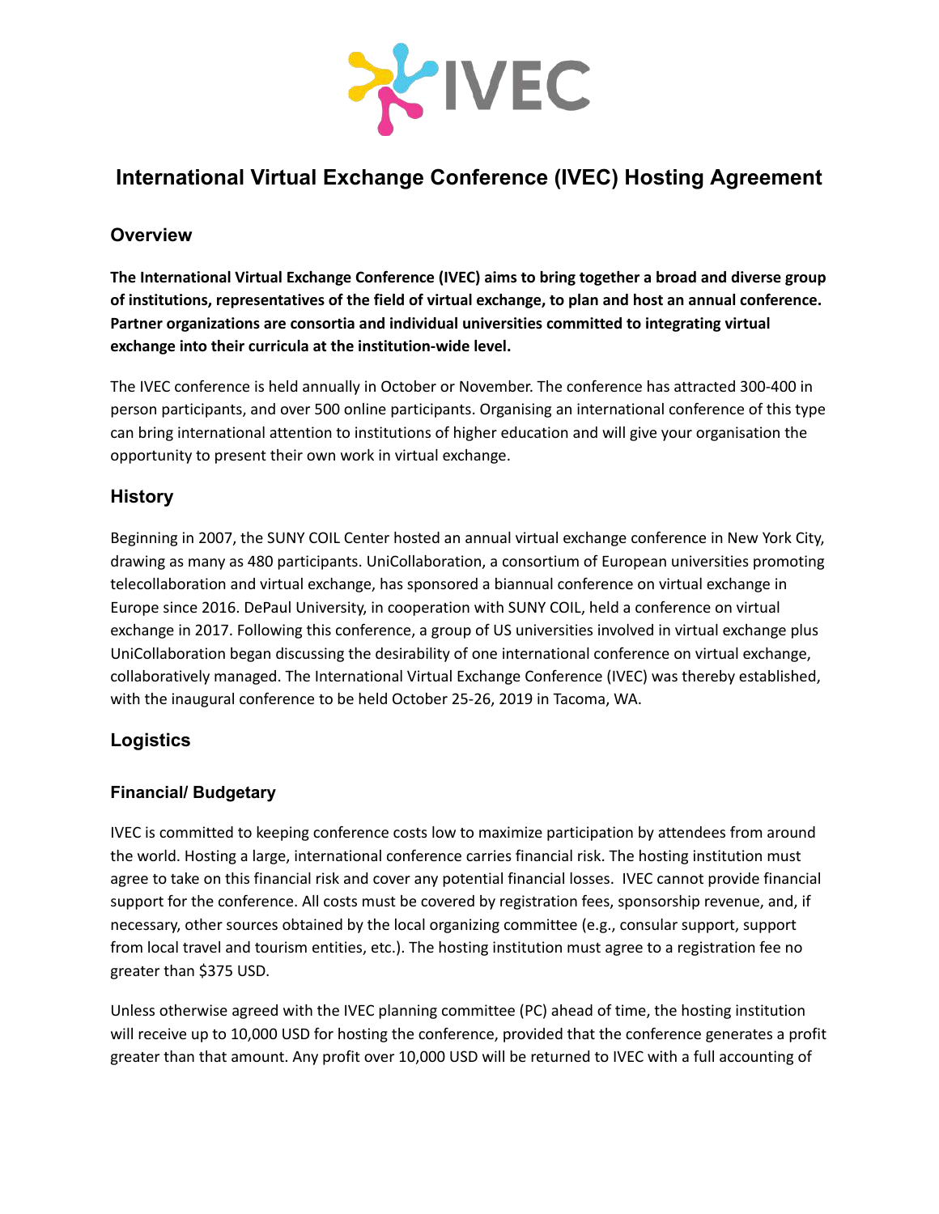# International Virtual Exchange Conference (IVEC) Hosting Agreement

## Overview

**The International Virtual Exchange Conference (IVEC) aims to bring together a broad and diverse group of institutions, representatives of the field of virtual exchange, to plan and host an annual conference. Partner organizations are consortia and individual universities committed to integrating virtual exchange into their curricula at the institution-wide level.**

The IVEC conference is held annually in October or November. The conference has attracted 300-400 in person participants, and over 500 online participants. Organising an international conference of this type can bring international attention to institutions of higher education and will give your organisation the opportunity to present their own work in virtual exchange.

## History

Beginning in 2007, the SUNY COIL Center hosted an annual virtual exchange conference in New York City, drawing as many as 480 participants. UniCollaboration, a consortium of European universities promoting telecollaboration and virtual exchange, has sponsored a biannual conference on virtual exchange in Europe since 2016. DePaul University, in cooperation with SUNY COIL, held a conference on virtual exchange in 2017. Following this conference, a group of US universities involved in virtual exchange plus UniCollaboration began discussing the desirability of one international conference on virtual exchange, collaboratively managed. The International Virtual Exchange Conference (IVEC) was thereby established, with the inaugural conference to be held October 25-26, 2019 in Tacoma, WA.

## Logistics

### Financial/ Budgetary

IVEC is committed to keeping conference costs low to maximize participation by attendees from around the world. Hosting a large, international conference carries financial risk. The hosting institution must agree to take on this financial risk and cover any potential financial losses. IVEC cannot provide financial support for the conference. All costs must be covered by registration fees, sponsorship revenue, and, if necessary, other sources obtained by the local organizing committee (e.g., consular support, support from local travel and tourism entities, etc.). The hosting institution must agree to a registration fee no greater than $375 USD.

Unless otherwise agreed with the IVEC planning committee (PC) ahead of time, the hosting institution will receive up to 10,000 USD for hosting the conference, provided that the conference generates a profit greater than that amount. Any profit over 10,000 USD will be returned to IVEC with a full accounting of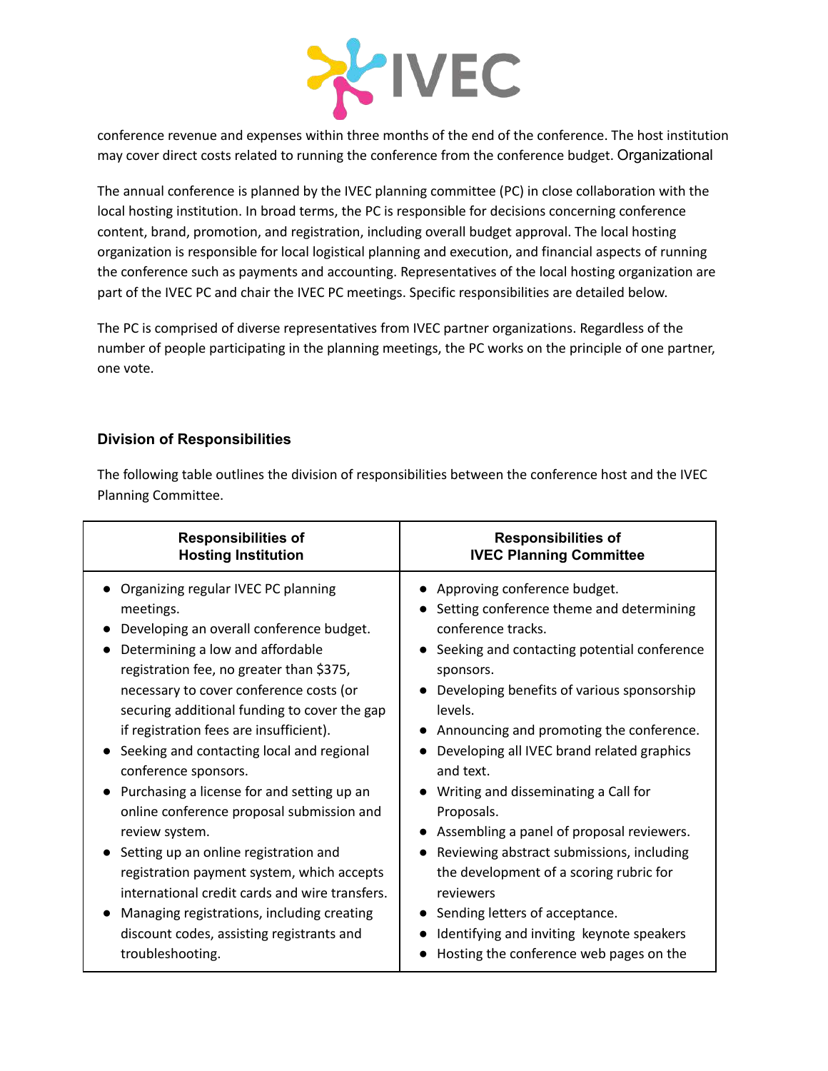conference revenue and expenses within three months of the end of the conference. The host institution may cover direct costs related to running the conference from the conference budget. Organizational

The annual conference is planned by the IVEC planning committee (PC) in close collaboration with the local hosting institution. In broad terms, the PC is responsible for decisions concerning conference content, brand, promotion, and registration, including overall budget approval. The local hosting organization is responsible for local logistical planning and execution, and financial aspects of running the conference such as payments and accounting. Representatives of the local hosting organization are part of the IVEC PC and chair the IVEC PC meetings. Specific responsibilities are detailed below.

The PC is comprised of diverse representatives from IVEC partner organizations. Regardless of the number of people participating in the planning meetings, the PC works on the principle of one partner, one vote.

### Division of Responsibilities

The following table outlines the division of responsibilities between the conference host and the IVEC Planning Committee.

| Responsibilities of Hosting Institution | Responsibilities of IVEC Planning Committee |
| --- | --- |
| • Organizing regular IVEC PC planning meetings.<br>• Developing an overall conference budget.<br>• Determining a low and affordable registration fee, no greater than $375, necessary to cover conference costs (or securing additional funding to cover the gap if registration fees are insufficient).<br>• Seeking and contacting local and regional conference sponsors.<br>• Purchasing a license for and setting up an online conference proposal submission and review system.<br>• Setting up an online registration and registration payment system, which accepts international credit cards and wire transfers.<br>• Managing registrations, including creating discount codes, assisting registrants and troubleshooting. | • Approving conference budget.<br>• Setting conference theme and determining conference tracks.<br>• Seeking and contacting potential conference sponsors.<br>• Developing benefits of various sponsorship levels.<br>• Announcing and promoting the conference.<br>• Developing all IVEC brand related graphics and text.<br>• Writing and disseminating a Call for Proposals.<br>• Assembling a panel of proposal reviewers.<br>• Reviewing abstract submissions, including the development of a scoring rubric for reviewers<br>• Sending letters of acceptance.<br>• Identifying and inviting keynote speakers<br>• Hosting the conference web pages on the |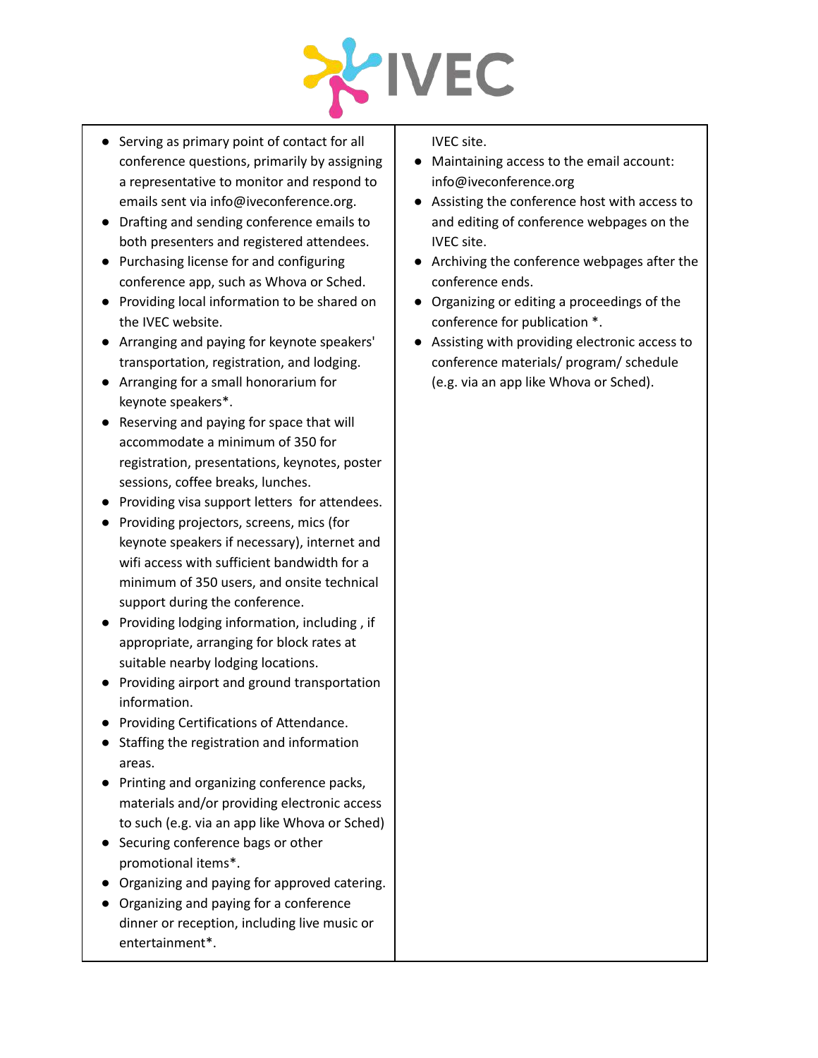- Serving as primary point of contact for all conference questions, primarily by assigning a representative to monitor and respond to emails sent via info@iveconference.org.
- Drafting and sending conference emails to both presenters and registered attendees.
- Purchasing license for and configuring conference app, such as Whova or Sched.
- Providing local information to be shared on the IVEC website.
- Arranging and paying for keynote speakers' transportation, registration, and lodging.
- Arranging for a small honorarium for keynote speakers*.
- Reserving and paying for space that will accommodate a minimum of 350 for registration, presentations, keynotes, poster sessions, coffee breaks, lunches.
- Providing visa support letters  for attendees.
- Providing projectors, screens, mics (for keynote speakers if necessary), internet and wifi access with sufficient bandwidth for a minimum of 350 users, and onsite technical support during the conference.
- Providing lodging information, including , if appropriate, arranging for block rates at suitable nearby lodging locations.
- Providing airport and ground transportation information.
- Providing Certifications of Attendance.
- Staffing the registration and information areas.
- Printing and organizing conference packs, materials and/or providing electronic access to such (e.g. via an app like Whova or Sched)
- Securing conference bags or other promotional items*.
- Organizing and paying for approved catering.
- Organizing and paying for a conference dinner or reception, including live music or entertainment*.

IVEC site.

- Maintaining access to the email account: info@iveconference.org
- Assisting the conference host with access to and editing of conference webpages on the IVEC site.
- Archiving the conference webpages after the conference ends.
- Organizing or editing a proceedings of the conference for publication *.
- Assisting with providing electronic access to conference materials/ program/ schedule (e.g. via an app like Whova or Sched).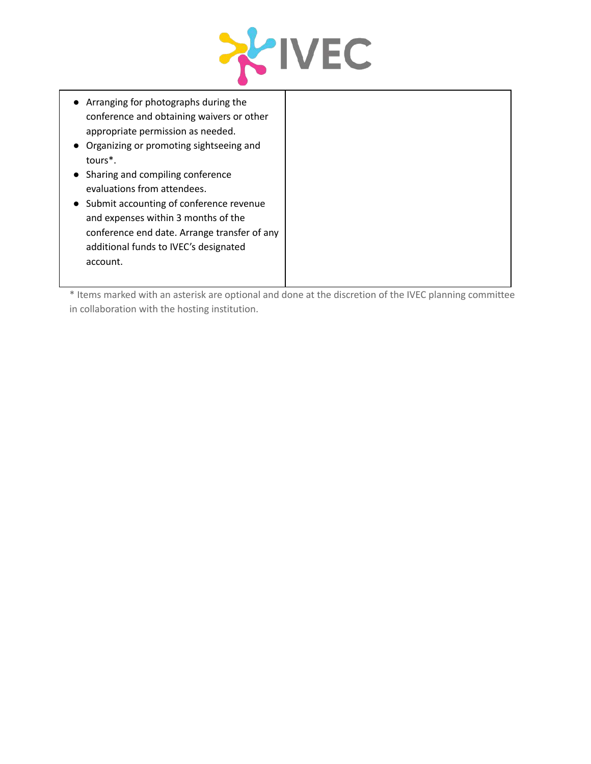| | |
|---|---|
| <ul><li>Arranging for photographs during the conference and obtaining waivers or other appropriate permission as needed.</li><li>Organizing or promoting sightseeing and tours*.</li><li>Sharing and compiling conference evaluations from attendees.</li><li>Submit accounting of conference revenue and expenses within 3 months of the conference end date. Arrange transfer of any additional funds to IVEC's designated account.</li></ul> | |

* Items marked with an asterisk are optional and done at the discretion of the IVEC planning committee in collaboration with the hosting institution.